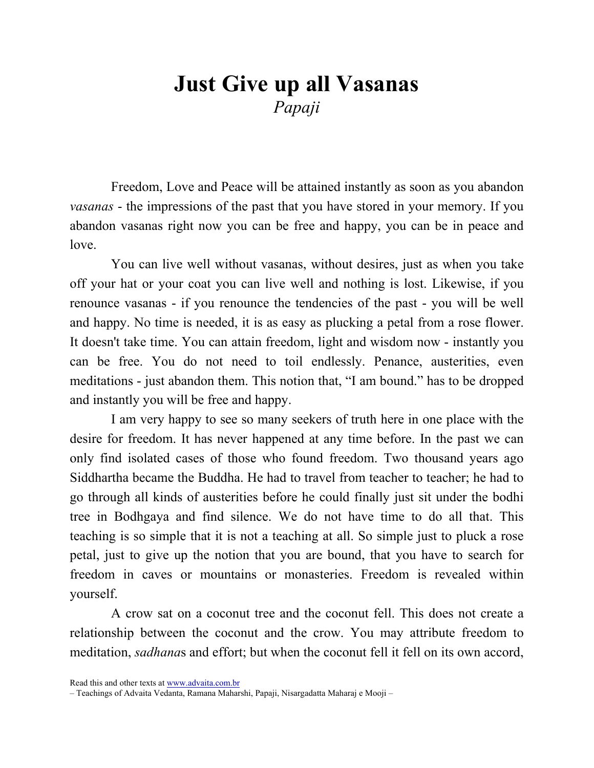# Just Give up all Vasanas

*Papaji*

Freedom, Love and Peace will be attained instantly as soon as you abandon *vasanas* - the impressions of the past that you have stored in your memory. If you abandon vasanas right now you can be free and happy, you can be in peace and love.

You can live well without vasanas, without desires, just as when you take off your hat or your coat you can live well and nothing is lost. Likewise, if you renounce vasanas - if you renounce the tendencies of the past - you will be well and happy. No time is needed, it is as easy as plucking a petal from a rose flower. It doesn't take time. You can attain freedom, light and wisdom now - instantly you can be free. You do not need to toil endlessly. Penance, austerities, even meditations - just abandon them. This notion that, "I am bound." has to be dropped and instantly you will be free and happy.

I am very happy to see so many seekers of truth here in one place with the desire for freedom. It has never happened at any time before. In the past we can only find isolated cases of those who found freedom. Two thousand years ago Siddhartha became the Buddha. He had to travel from teacher to teacher; he had to go through all kinds of austerities before he could finally just sit under the bodhi tree in Bodhgaya and find silence. We do not have time to do all that. This teaching is so simple that it is not a teaching at all. So simple just to pluck a rose petal, just to give up the notion that you are bound, that you have to search for freedom in caves or mountains or monasteries. Freedom is revealed within yourself.

A crow sat on a coconut tree and the coconut fell. This does not create a relationship between the coconut and the crow. You may attribute freedom to meditation, *sadhana*s and effort; but when the coconut fell it fell on its own accord,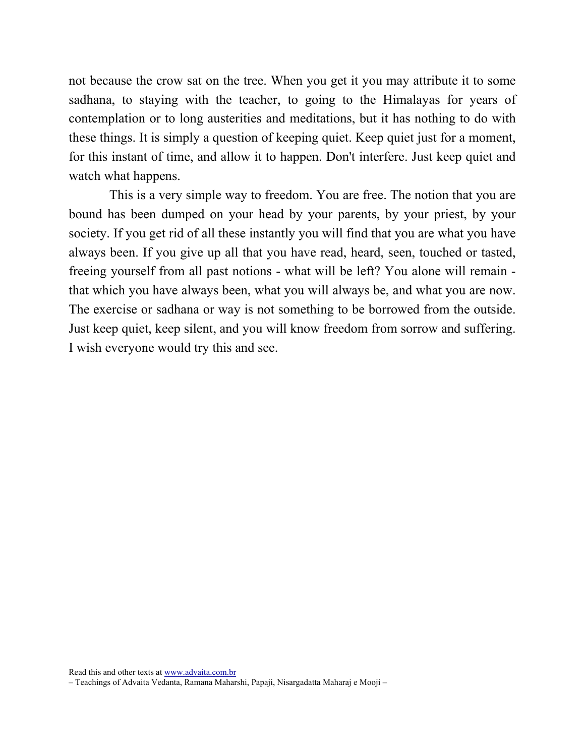not because the crow sat on the tree. When you get it you may attribute it to some sadhana, to staying with the teacher, to going to the Himalayas for years of contemplation or to long austerities and meditations, but it has nothing to do with these things. It is simply a question of keeping quiet. Keep quiet just for a moment, for this instant of time, and allow it to happen. Don't interfere. Just keep quiet and watch what happens.

This is a very simple way to freedom. You are free. The notion that you are bound has been dumped on your head by your parents, by your priest, by your society. If you get rid of all these instantly you will find that you are what you have always been. If you give up all that you have read, heard, seen, touched or tasted, freeing yourself from all past notions - what will be left? You alone will remain - that which you have always been, what you will always be, and what you are now. The exercise or sadhana or way is not something to be borrowed from the outside. Just keep quiet, keep silent, and you will know freedom from sorrow and suffering. I wish everyone would try this and see.